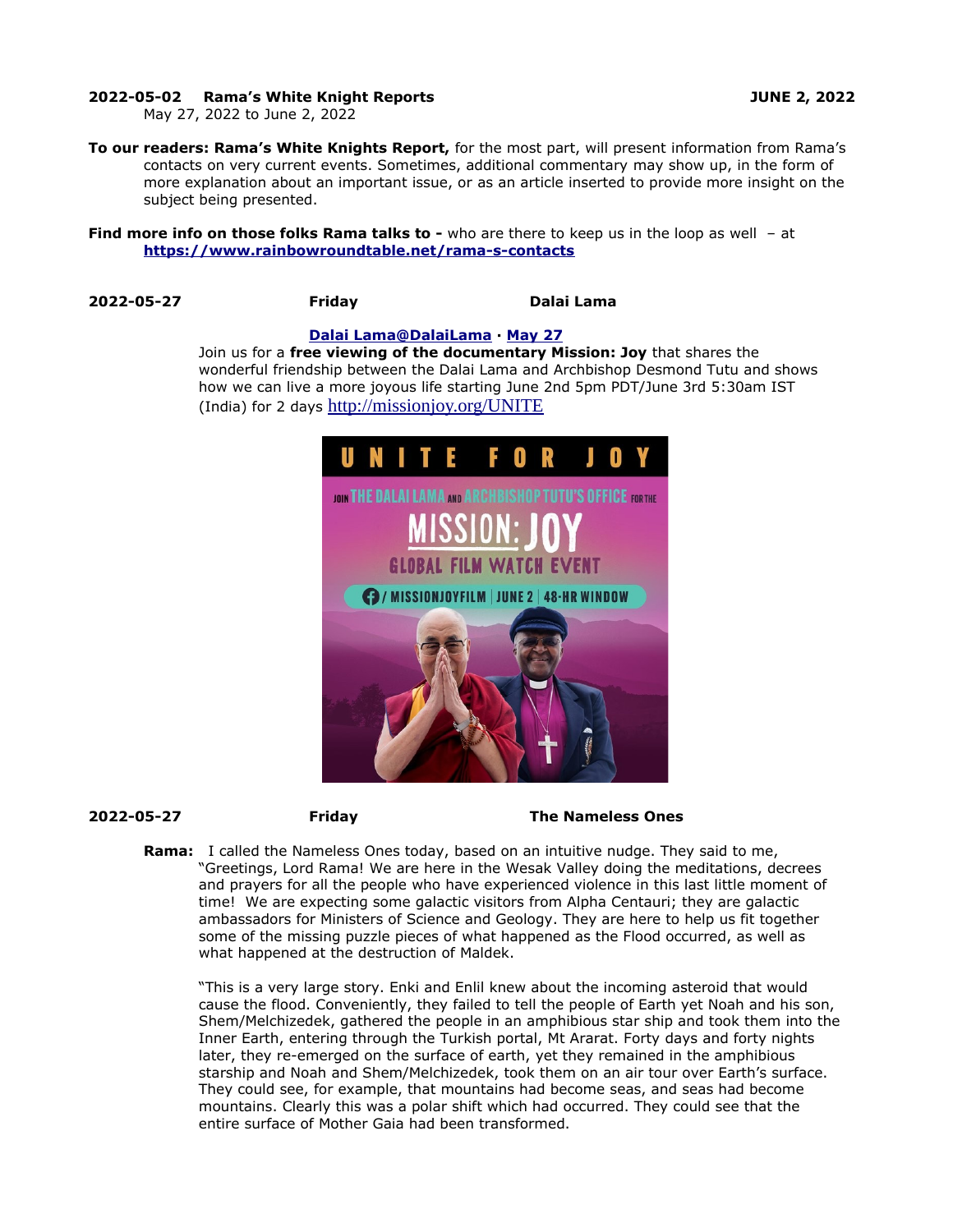**2022-05-02 Rama's White Knight Reports** **JUNE 2, 2022**

May 27, 2022 to June 2, 2022

**To our readers: Rama's White Knights Report,** for the most part, will present information from Rama's contacts on very current events. Sometimes, additional commentary may show up, in the form of more explanation about an important issue, or as an article inserted to provide more insight on the subject being presented.

**Find more info on those folks Rama talks to -** who are there to keep us in the loop as well – at **https://www.rainbowroundtable.net/rama-s-contacts**

**2022-05-27** **Friday** **Dalai Lama**

**Dalai Lama@DalaiLama · May 27**

Join us for a **free viewing of the documentary Mission: Joy** that shares the wonderful friendship between the Dalai Lama and Archbishop Desmond Tutu and shows how we can live a more joyous life starting June 2nd 5pm PDT/June 3rd 5:30am IST (India) for 2 days http://missionjoy.org/UNITE

**2022-05-27** **Friday** **The Nameless Ones**

**Rama:** I called the Nameless Ones today, based on an intuitive nudge. They said to me, "Greetings, Lord Rama! We are here in the Wesak Valley doing the meditations, decrees and prayers for all the people who have experienced violence in this last little moment of time! We are expecting some galactic visitors from Alpha Centauri; they are galactic ambassadors for Ministers of Science and Geology. They are here to help us fit together some of the missing puzzle pieces of what happened as the Flood occurred, as well as what happened at the destruction of Maldek.

"This is a very large story. Enki and Enlil knew about the incoming asteroid that would cause the flood. Conveniently, they failed to tell the people of Earth yet Noah and his son, Shem/Melchizedek, gathered the people in an amphibious star ship and took them into the Inner Earth, entering through the Turkish portal, Mt Ararat. Forty days and forty nights later, they re-emerged on the surface of earth, yet they remained in the amphibious starship and Noah and Shem/Melchizedek, took them on an air tour over Earth's surface. They could see, for example, that mountains had become seas, and seas had become mountains. Clearly this was a polar shift which had occurred. They could see that the entire surface of Mother Gaia had been transformed.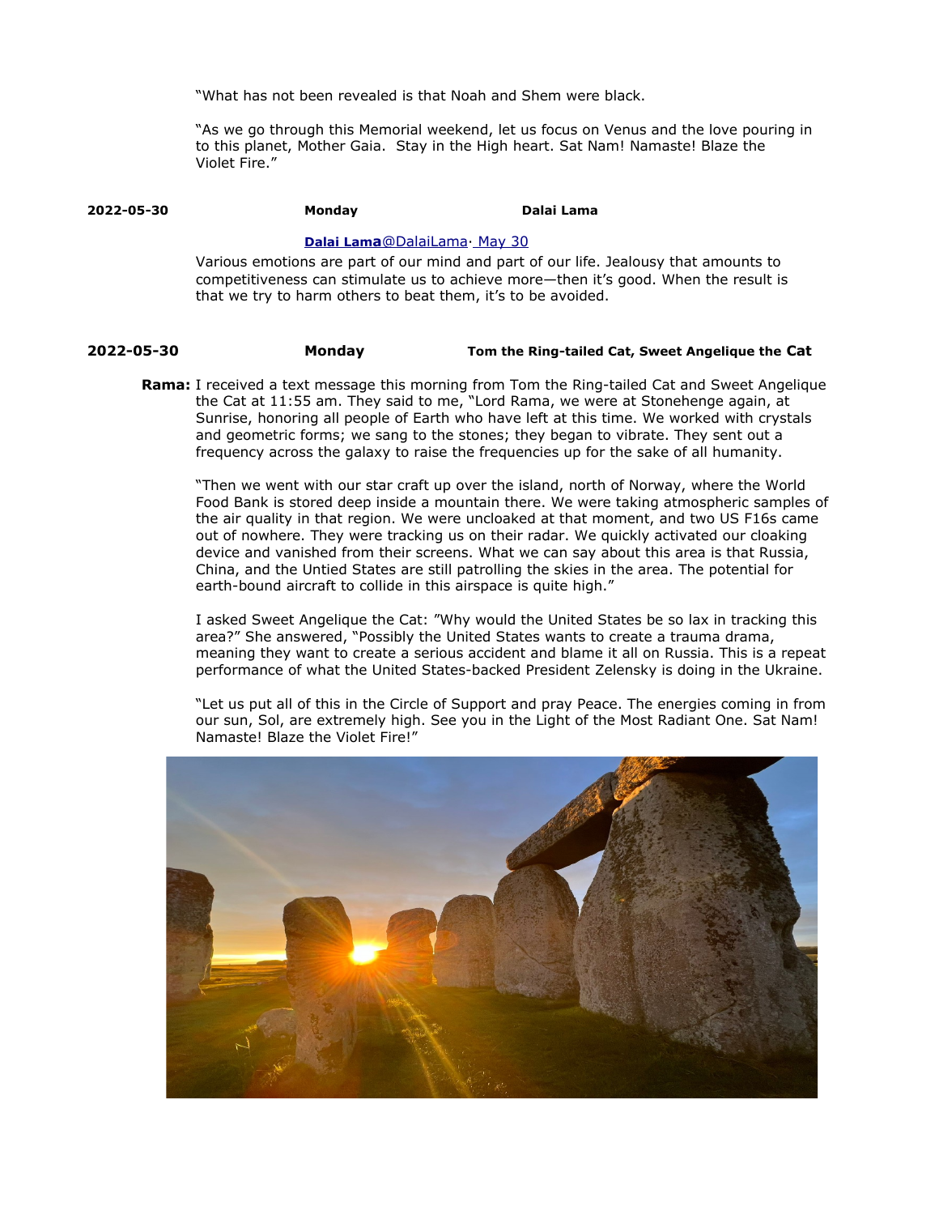"What has not been revealed is that Noah and Shem were black.

"As we go through this Memorial weekend, let us focus on Venus and the love pouring in to this planet, Mother Gaia.  Stay in the High heart. Sat Nam! Namaste! Blaze the Violet Fire."

**2022-05-30** **Monday** **Dalai Lama**

**Dalai Lama**@DalaiLama· May 30

Various emotions are part of our mind and part of our life. Jealousy that amounts to competitiveness can stimulate us to achieve more—then it's good. When the result is that we try to harm others to beat them, it's to be avoided.

**2022-05-30** **Monday** **Tom the Ring-tailed Cat, Sweet Angelique the Cat**

**Rama:** I received a text message this morning from Tom the Ring-tailed Cat and Sweet Angelique the Cat at 11:55 am. They said to me, "Lord Rama, we were at Stonehenge again, at Sunrise, honoring all people of Earth who have left at this time. We worked with crystals and geometric forms; we sang to the stones; they began to vibrate. They sent out a frequency across the galaxy to raise the frequencies up for the sake of all humanity.

"Then we went with our star craft up over the island, north of Norway, where the World Food Bank is stored deep inside a mountain there. We were taking atmospheric samples of the air quality in that region. We were uncloaked at that moment, and two US F16s came out of nowhere. They were tracking us on their radar. We quickly activated our cloaking device and vanished from their screens. What we can say about this area is that Russia, China, and the Untied States are still patrolling the skies in the area. The potential for earth-bound aircraft to collide in this airspace is quite high."

I asked Sweet Angelique the Cat: "Why would the United States be so lax in tracking this area?" She answered, "Possibly the United States wants to create a trauma drama, meaning they want to create a serious accident and blame it all on Russia. This is a repeat performance of what the United States-backed President Zelensky is doing in the Ukraine.

"Let us put all of this in the Circle of Support and pray Peace. The energies coming in from our sun, Sol, are extremely high. See you in the Light of the Most Radiant One. Sat Nam! Namaste! Blaze the Violet Fire!"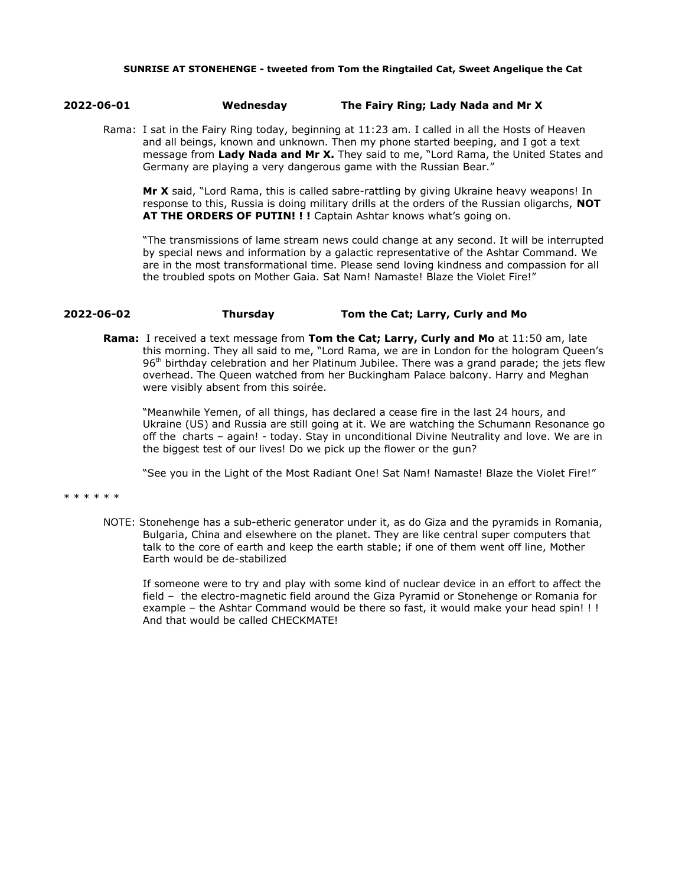**SUNRISE AT STONEHENGE - tweeted from Tom the Ringtailed Cat, Sweet Angelique the Cat**

**2022-06-01 Wednesday The Fairy Ring; Lady Nada and Mr X**

Rama: I sat in the Fairy Ring today, beginning at 11:23 am. I called in all the Hosts of Heaven and all beings, known and unknown. Then my phone started beeping, and I got a text message from **Lady Nada and Mr X.** They said to me, "Lord Rama, the United States and Germany are playing a very dangerous game with the Russian Bear."

**Mr X** said, "Lord Rama, this is called sabre-rattling by giving Ukraine heavy weapons! In response to this, Russia is doing military drills at the orders of the Russian oligarchs, **NOT AT THE ORDERS OF PUTIN! ! !** Captain Ashtar knows what's going on.

"The transmissions of lame stream news could change at any second. It will be interrupted by special news and information by a galactic representative of the Ashtar Command. We are in the most transformational time. Please send loving kindness and compassion for all the troubled spots on Mother Gaia. Sat Nam! Namaste! Blaze the Violet Fire!"

**2022-06-02 Thursday Tom the Cat; Larry, Curly and Mo**

**Rama:** I received a text message from **Tom the Cat; Larry, Curly and Mo** at 11:50 am, late this morning. They all said to me, "Lord Rama, we are in London for the hologram Queen's 96th birthday celebration and her Platinum Jubilee. There was a grand parade; the jets flew overhead. The Queen watched from her Buckingham Palace balcony. Harry and Meghan were visibly absent from this soirée.

"Meanwhile Yemen, of all things, has declared a cease fire in the last 24 hours, and Ukraine (US) and Russia are still going at it. We are watching the Schumann Resonance go off the charts – again! - today. Stay in unconditional Divine Neutrality and love. We are in the biggest test of our lives! Do we pick up the flower or the gun?

"See you in the Light of the Most Radiant One! Sat Nam! Namaste! Blaze the Violet Fire!"

* * * * * *

NOTE: Stonehenge has a sub-etheric generator under it, as do Giza and the pyramids in Romania, Bulgaria, China and elsewhere on the planet. They are like central super computers that talk to the core of earth and keep the earth stable; if one of them went off line, Mother Earth would be de-stabilized

If someone were to try and play with some kind of nuclear device in an effort to affect the field – the electro-magnetic field around the Giza Pyramid or Stonehenge or Romania for example – the Ashtar Command would be there so fast, it would make your head spin! ! ! And that would be called CHECKMATE!